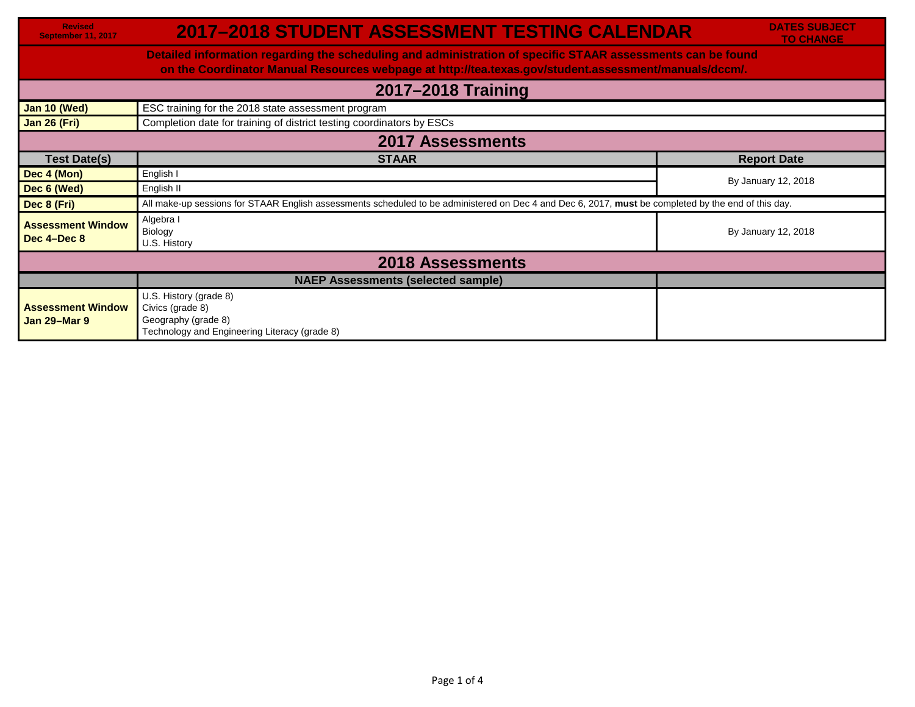Revised September 11, 2017

# 2017–2018 STUDENT ASSESSMENT TESTING CALENDAR

DATES SUBJECT TO CHANGE

**Detailed information regarding the scheduling and administration of specific STAAR assessments can be found on the Coordinator Manual Resources webpage at http://tea.texas.gov/student.assessment/manuals/dccm/.**

## 2017–2018 Training

| | |
|---|---|
| **Jan 10 (Wed)** | ESC training for the 2018 state assessment program |
| **Jan 26 (Fri)** | Completion date for training of district testing coordinators by ESCs |

## 2017 Assessments

| Test Date(s) | STAAR | Report Date |
|---|---|---|
| **Dec 4 (Mon)** | English I | By January 12, 2018 |
| **Dec 6 (Wed)** | English II | |
| **Dec 8 (Fri)** | All make-up sessions for STAAR English assessments scheduled to be administered on Dec 4 and Dec 6, 2017, **must** be completed by the end of this day. | |
| **Assessment Window Dec 4–Dec 8** | Algebra I<br>Biology<br>U.S. History | By January 12, 2018 |

## 2018 Assessments

| | NAEP Assessments (selected sample) | |
|---|---|---|
| **Assessment Window Jan 29–Mar 9** | U.S. History (grade 8)<br>Civics (grade 8)<br>Geography (grade 8)<br>Technology and Engineering Literacy (grade 8) | |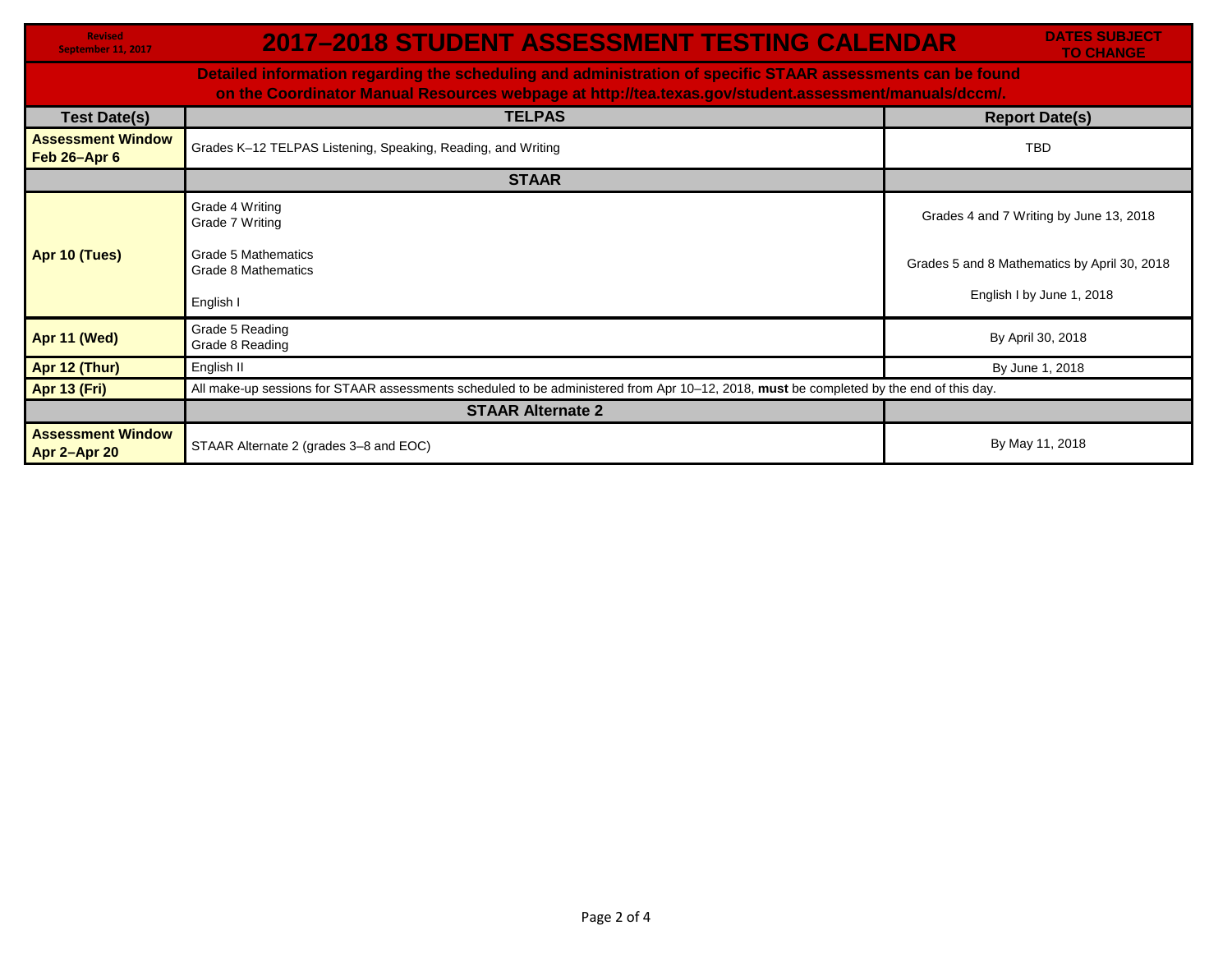Revised September 11, 2017

# 2017–2018 STUDENT ASSESSMENT TESTING CALENDAR

DATES SUBJECT TO CHANGE

**Detailed information regarding the scheduling and administration of specific STAAR assessments can be found on the Coordinator Manual Resources webpage at http://tea.texas.gov/student.assessment/manuals/dccm/.**

| Test Date(s) | TELPAS | Report Date(s) |
|---|---|---|
| **Assessment Window Feb 26–Apr 6** | Grades K–12 TELPAS Listening, Speaking, Reading, and Writing | TBD |
| | **STAAR** | |
| **Apr 10 (Tues)** | Grade 4 Writing<br>Grade 7 Writing<br><br>Grade 5 Mathematics<br>Grade 8 Mathematics<br><br>English I | Grades 4 and 7 Writing by June 13, 2018<br><br>Grades 5 and 8 Mathematics by April 30, 2018<br><br>English I by June 1, 2018 |
| **Apr 11 (Wed)** | Grade 5 Reading<br>Grade 8 Reading | By April 30, 2018 |
| **Apr 12 (Thur)** | English II | By June 1, 2018 |
| **Apr 13 (Fri)** | All make-up sessions for STAAR assessments scheduled to be administered from Apr 10–12, 2018, **must** be completed by the end of this day. | |
| | **STAAR Alternate 2** | |
| **Assessment Window Apr 2–Apr 20** | STAAR Alternate 2 (grades 3–8 and EOC) | By May 11, 2018 |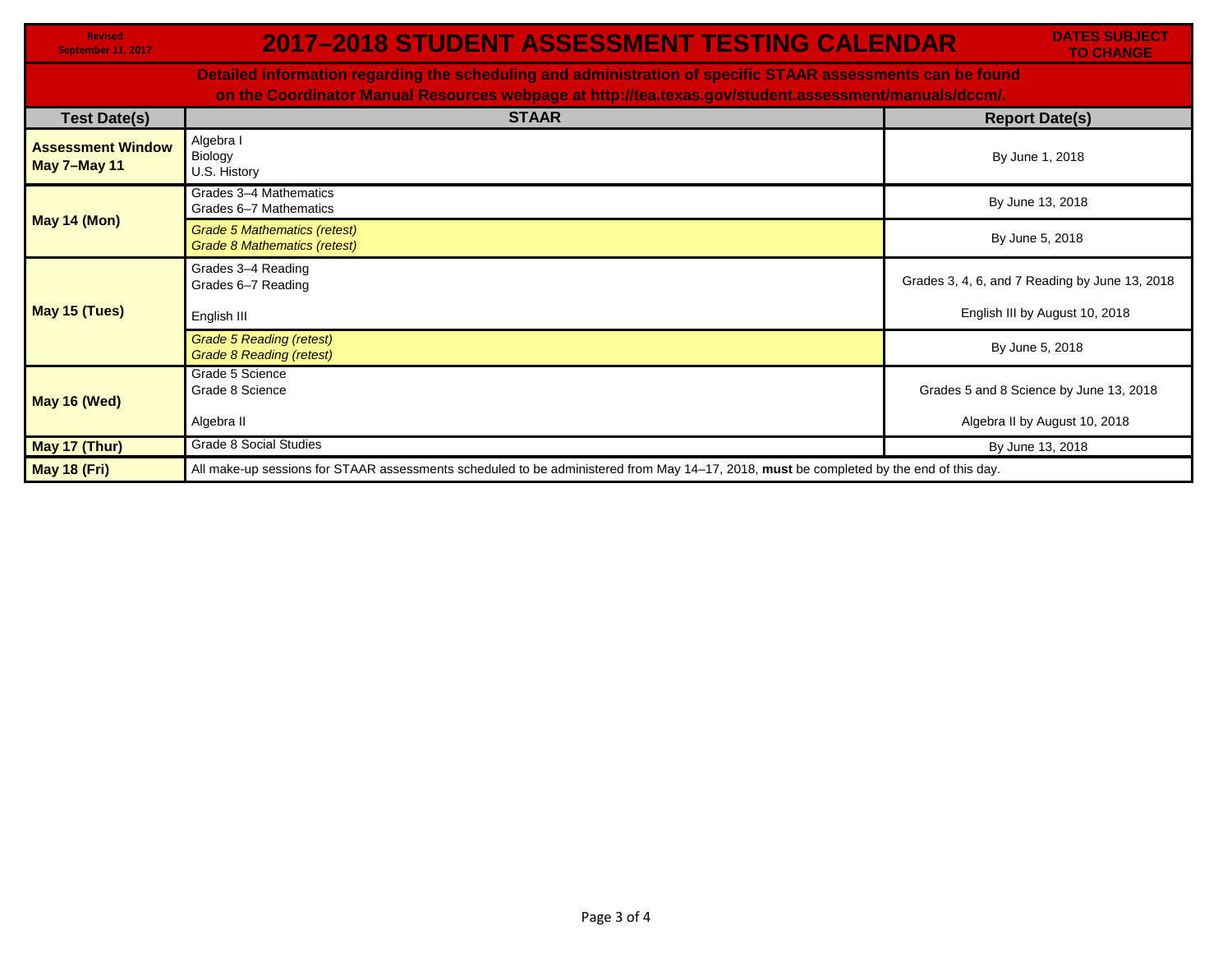Revised September 11, 2017

# 2017–2018 STUDENT ASSESSMENT TESTING CALENDAR

**DATES SUBJECT TO CHANGE**

**Detailed information regarding the scheduling and administration of specific STAAR assessments can be found on the Coordinator Manual Resources webpage at http://tea.texas.gov/student.assessment/manuals/dccm/.**

| Test Date(s) | STAAR | Report Date(s) |
|---|---|---|
| **Assessment Window May 7–May 11** | Algebra I<br>Biology<br>U.S. History | By June 1, 2018 |
| **May 14 (Mon)** | Grades 3–4 Mathematics<br>Grades 6–7 Mathematics | By June 13, 2018 |
| | *Grade 5 Mathematics (retest)*<br>*Grade 8 Mathematics (retest)* | By June 5, 2018 |
| **May 15 (Tues)** | Grades 3–4 Reading<br>Grades 6–7 Reading | Grades 3, 4, 6, and 7 Reading by June 13, 2018 |
| | English III | English III by August 10, 2018 |
| | *Grade 5 Reading (retest)*<br>*Grade 8 Reading (retest)* | By June 5, 2018 |
| **May 16 (Wed)** | Grade 5 Science<br>Grade 8 Science | Grades 5 and 8 Science by June 13, 2018 |
| | Algebra II | Algebra II by August 10, 2018 |
| **May 17 (Thur)** | Grade 8 Social Studies | By June 13, 2018 |
| **May 18 (Fri)** | All make-up sessions for STAAR assessments scheduled to be administered from May 14–17, 2018, **must** be completed by the end of this day. | |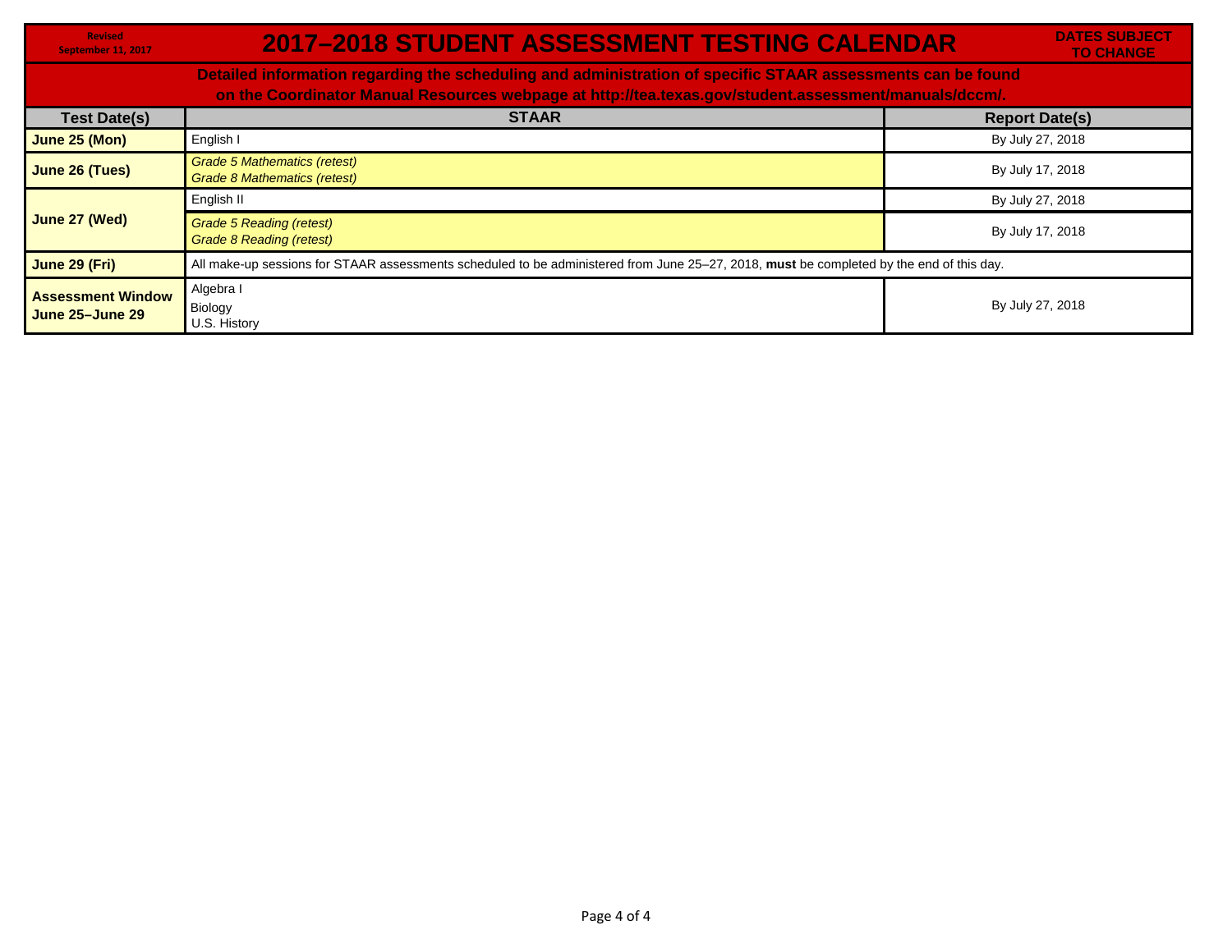Revised
September 11, 2017

# 2017–2018 STUDENT ASSESSMENT TESTING CALENDAR

**DATES SUBJECT TO CHANGE**

**Detailed information regarding the scheduling and administration of specific STAAR assessments can be found on the Coordinator Manual Resources webpage at http://tea.texas.gov/student.assessment/manuals/dccm/.**

| Test Date(s) | STAAR | Report Date(s) |
|---|---|---|
| **June 25 (Mon)** | English I | By July 27, 2018 |
| **June 26 (Tues)** | *Grade 5 Mathematics (retest)*<br>*Grade 8 Mathematics (retest)* | By July 17, 2018 |
| **June 27 (Wed)** | English II | By July 27, 2018 |
| | *Grade 5 Reading (retest)*<br>*Grade 8 Reading (retest)* | By July 17, 2018 |
| **June 29 (Fri)** | All make-up sessions for STAAR assessments scheduled to be administered from June 25–27, 2018, **must** be completed by the end of this day. | |
| **Assessment Window June 25–June 29** | Algebra I<br>Biology<br>U.S. History | By July 27, 2018 |